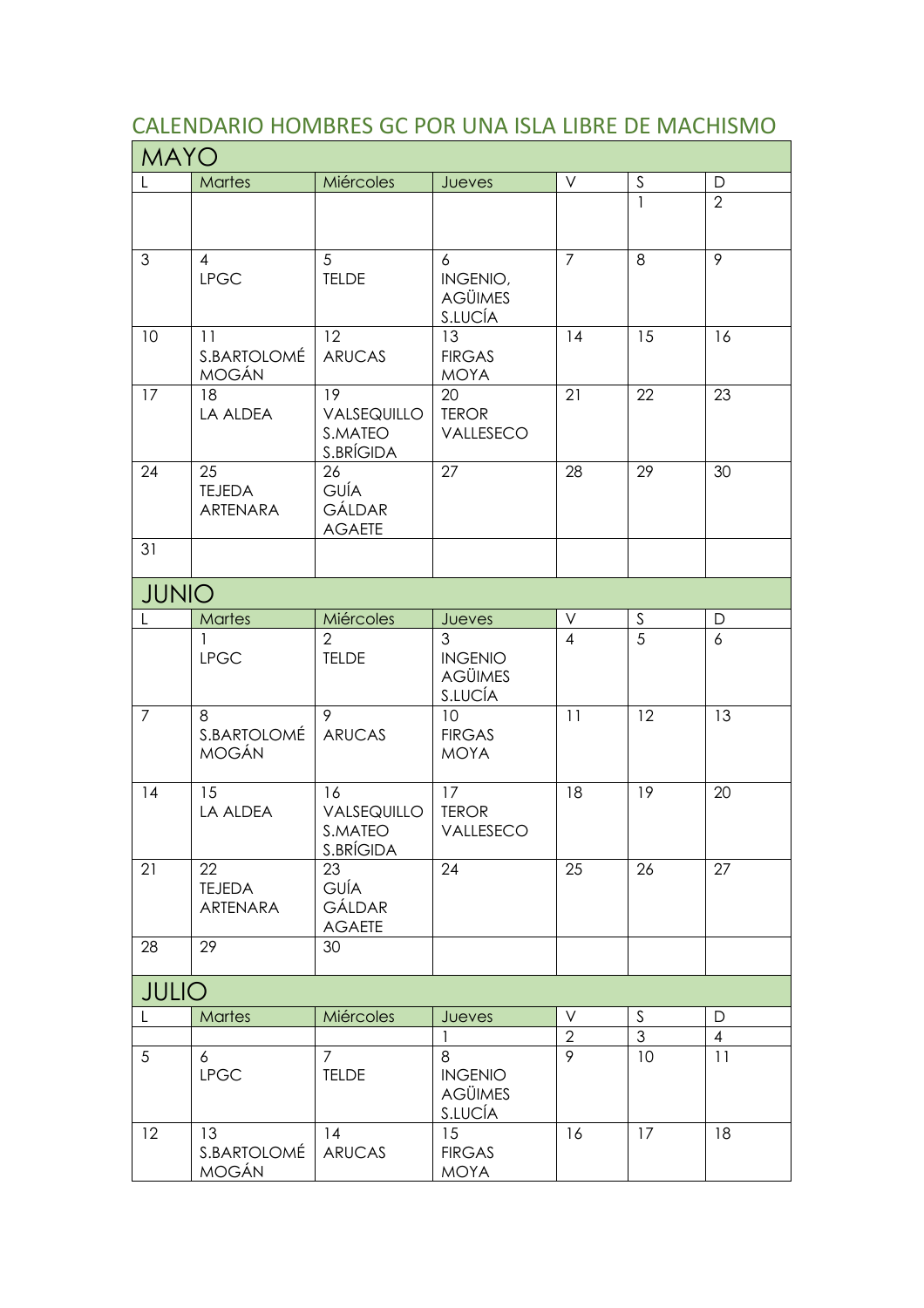## CALENDARIO HOMBRES GC POR UNA ISLA LIBRE DE MACHISMO

### MAYO

| L | Martes | Miércoles | Jueves | V | S | D |
|---|---|---|---|---|---|---|
| | | | | | 1 | 2 |
| 3 | 4<br>LPGC | 5<br>TELDE | 6<br>INGENIO,<br>AGÜIMES<br>S.LUCÍA | 7 | 8 | 9 |
| 10 | 11<br>S.BARTOLOMÉ<br>MOGÁN | 12<br>ARUCAS | 13<br>FIRGAS<br>MOYA | 14 | 15 | 16 |
| 17 | 18<br>LA ALDEA | 19<br>VALSEQUILLO<br>S.MATEO<br>S.BRÍGIDA | 20<br>TEROR<br>VALLESECO | 21 | 22 | 23 |
| 24 | 25<br>TEJEDA<br>ARTENARA | 26<br>GUÍA<br>GÁLDAR<br>AGAETE | 27 | 28 | 29 | 30 |
| 31 | | | | | | |

### JUNIO

| L | Martes | Miércoles | Jueves | V | S | D |
|---|---|---|---|---|---|---|
| | 1<br>LPGC | 2<br>TELDE | 3<br>INGENIO<br>AGÜIMES<br>S.LUCÍA | 4 | 5 | 6 |
| 7 | 8<br>S.BARTOLOMÉ<br>MOGÁN | 9<br>ARUCAS | 10<br>FIRGAS<br>MOYA | 11 | 12 | 13 |
| 14 | 15<br>LA ALDEA | 16<br>VALSEQUILLO<br>S.MATEO<br>S.BRÍGIDA | 17<br>TEROR<br>VALLESECO | 18 | 19 | 20 |
| 21 | 22<br>TEJEDA<br>ARTENARA | 23<br>GUÍA<br>GÁLDAR<br>AGAETE | 24 | 25 | 26 | 27 |
| 28 | 29 | 30 | | | | |

### JULIO

| L | Martes | Miércoles | Jueves | V | S | D |
|---|---|---|---|---|---|---|
| | | | 1 | 2 | 3 | 4 |
| 5 | 6<br>LPGC | 7<br>TELDE | 8<br>INGENIO<br>AGÜIMES<br>S.LUCÍA | 9 | 10 | 11 |
| 12 | 13<br>S.BARTOLOMÉ<br>MOGÁN | 14<br>ARUCAS | 15<br>FIRGAS<br>MOYA | 16 | 17 | 18 |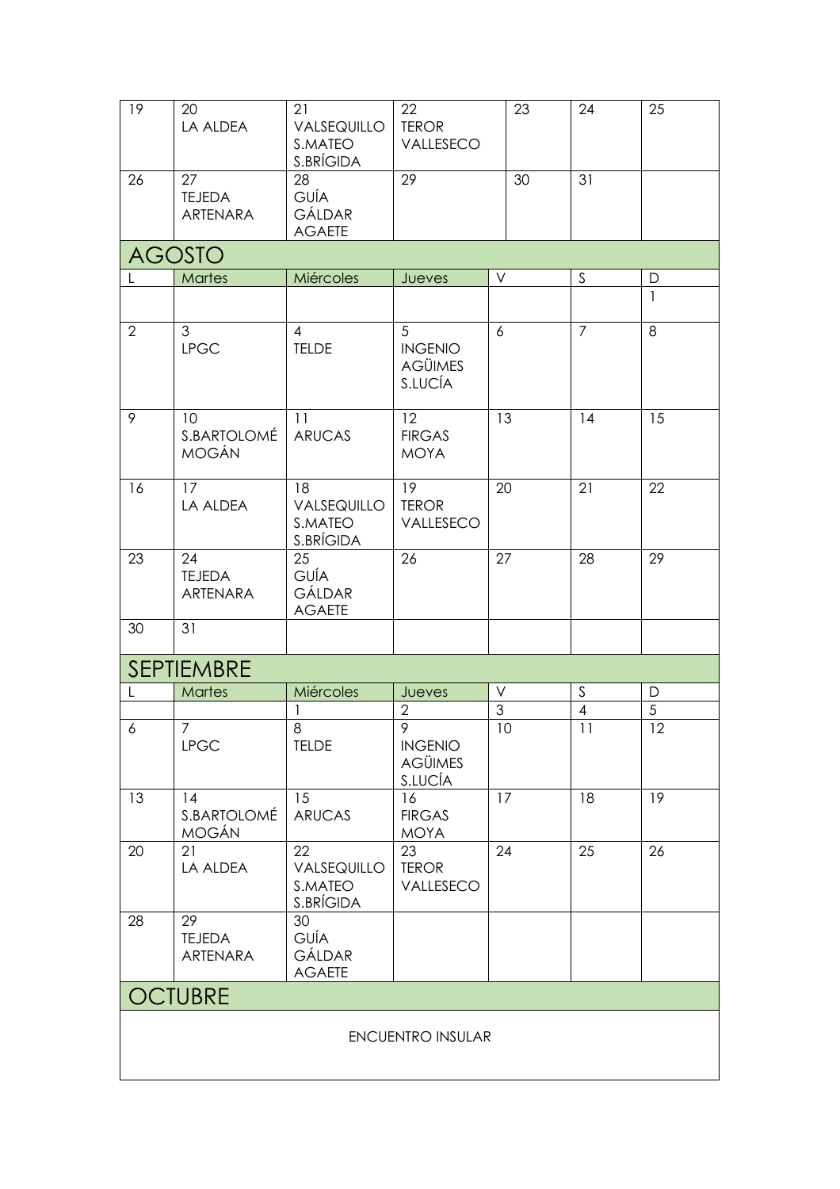| | | | | | | |
|---|---|---|---|---|---|---|
| 19 | 20 LA ALDEA | 21 VALSEQUILLO S.MATEO S.BRÍGIDA | 22 TEROR VALLESECO | 23 | 24 | 25 |
| 26 | 27 TEJEDA ARTENARA | 28 GUÍA GÁLDAR AGAETE | 29 | 30 | 31 | |

## AGOSTO

| L | Martes | Miércoles | Jueves | V | S | D |
|---|---|---|---|---|---|---|
| | | | | | | 1 |
| 2 | 3 LPGC | 4 TELDE | 5 INGENIO AGÜIMES S.LUCÍA | 6 | 7 | 8 |
| 9 | 10 S.BARTOLOMÉ MOGÁN | 11 ARUCAS | 12 FIRGAS MOYA | 13 | 14 | 15 |
| 16 | 17 LA ALDEA | 18 VALSEQUILLO S.MATEO S.BRÍGIDA | 19 TEROR VALLESECO | 20 | 21 | 22 |
| 23 | 24 TEJEDA ARTENARA | 25 GUÍA GÁLDAR AGAETE | 26 | 27 | 28 | 29 |
| 30 | 31 | | | | | |

## SEPTIEMBRE

| L | Martes | Miércoles | Jueves | V | S | D |
|---|---|---|---|---|---|---|
| | | 1 | 2 | 3 | 4 | 5 |
| 6 | 7 LPGC | 8 TELDE | 9 INGENIO AGÜIMES S.LUCÍA | 10 | 11 | 12 |
| 13 | 14 S.BARTOLOMÉ MOGÁN | 15 ARUCAS | 16 FIRGAS MOYA | 17 | 18 | 19 |
| 20 | 21 LA ALDEA | 22 VALSEQUILLO S.MATEO S.BRÍGIDA | 23 TEROR VALLESECO | 24 | 25 | 26 |
| 28 | 29 TEJEDA ARTENARA | 30 GUÍA GÁLDAR AGAETE | | | | |

## OCTUBRE

ENCUENTRO INSULAR